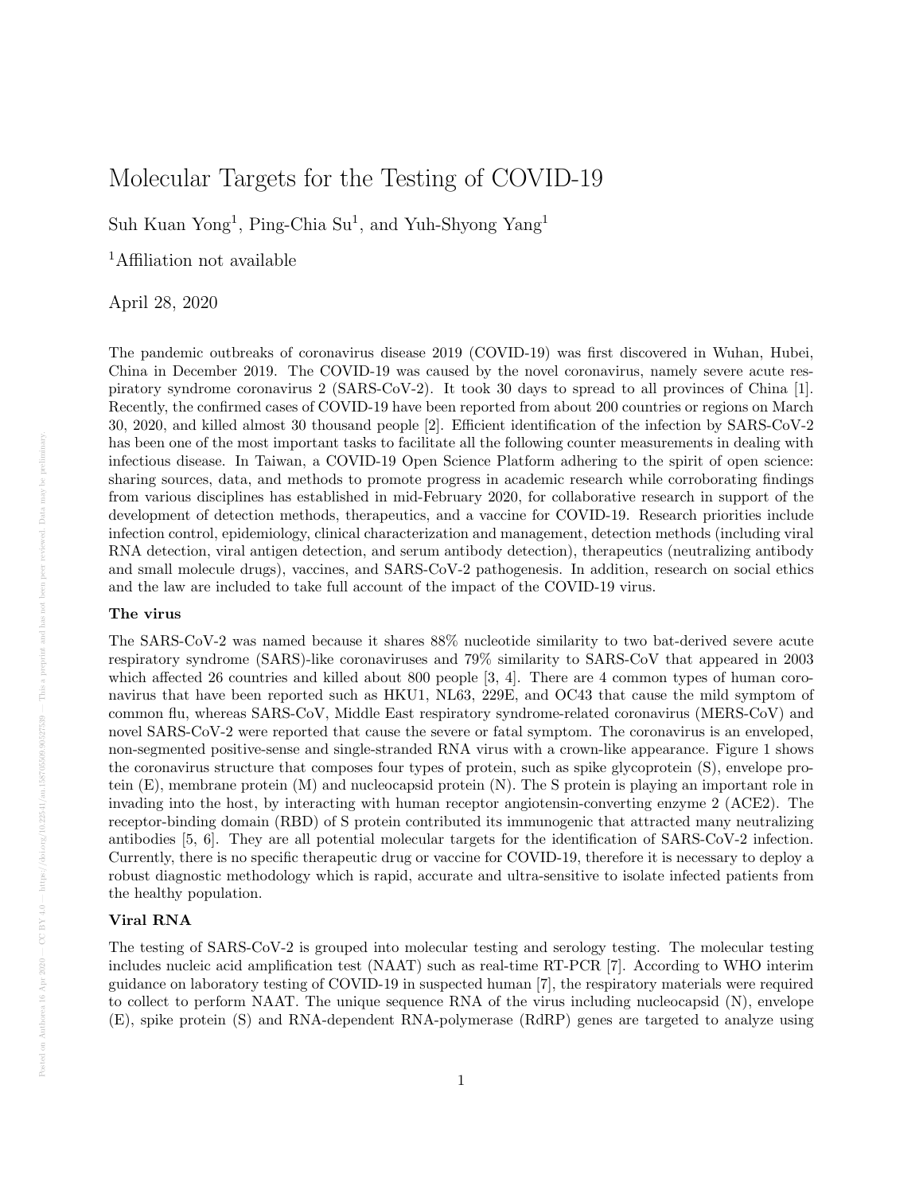# Molecular Targets for the Testing of COVID-19

Suh Kuan Yong[1], Ping-Chia Su[1], and Yuh-Shyong Yang[1]

[1]Affiliation not available

April 28, 2020

The pandemic outbreaks of coronavirus disease 2019 (COVID-19) was first discovered in Wuhan, Hubei, China in December 2019. The COVID-19 was caused by the novel coronavirus, namely severe acute respiratory syndrome coronavirus 2 (SARS-CoV-2). It took 30 days to spread to all provinces of China [1]. Recently, the confirmed cases of COVID-19 have been reported from about 200 countries or regions on March 30, 2020, and killed almost 30 thousand people [2]. Efficient identification of the infection by SARS-CoV-2 has been one of the most important tasks to facilitate all the following counter measurements in dealing with infectious disease. In Taiwan, a COVID-19 Open Science Platform adhering to the spirit of open science: sharing sources, data, and methods to promote progress in academic research while corroborating findings from various disciplines has established in mid-February 2020, for collaborative research in support of the development of detection methods, therapeutics, and a vaccine for COVID-19. Research priorities include infection control, epidemiology, clinical characterization and management, detection methods (including viral RNA detection, viral antigen detection, and serum antibody detection), therapeutics (neutralizing antibody and small molecule drugs), vaccines, and SARS-CoV-2 pathogenesis. In addition, research on social ethics and the law are included to take full account of the impact of the COVID-19 virus.

### The virus

The SARS-CoV-2 was named because it shares 88% nucleotide similarity to two bat-derived severe acute respiratory syndrome (SARS)-like coronaviruses and 79% similarity to SARS-CoV that appeared in 2003 which affected 26 countries and killed about 800 people [3, 4]. There are 4 common types of human coronavirus that have been reported such as HKU1, NL63, 229E, and OC43 that cause the mild symptom of common flu, whereas SARS-CoV, Middle East respiratory syndrome-related coronavirus (MERS-CoV) and novel SARS-CoV-2 were reported that cause the severe or fatal symptom. The coronavirus is an enveloped, non-segmented positive-sense and single-stranded RNA virus with a crown-like appearance. Figure 1 shows the coronavirus structure that composes four types of protein, such as spike glycoprotein (S), envelope protein (E), membrane protein (M) and nucleocapsid protein (N). The S protein is playing an important role in invading into the host, by interacting with human receptor angiotensin-converting enzyme 2 (ACE2). The receptor-binding domain (RBD) of S protein contributed its immunogenic that attracted many neutralizing antibodies [5, 6]. They are all potential molecular targets for the identification of SARS-CoV-2 infection. Currently, there is no specific therapeutic drug or vaccine for COVID-19, therefore it is necessary to deploy a robust diagnostic methodology which is rapid, accurate and ultra-sensitive to isolate infected patients from the healthy population.

### Viral RNA

The testing of SARS-CoV-2 is grouped into molecular testing and serology testing. The molecular testing includes nucleic acid amplification test (NAAT) such as real-time RT-PCR [7]. According to WHO interim guidance on laboratory testing of COVID-19 in suspected human [7], the respiratory materials were required to collect to perform NAAT. The unique sequence RNA of the virus including nucleocapsid (N), envelope (E), spike protein (S) and RNA-dependent RNA-polymerase (RdRP) genes are targeted to analyze using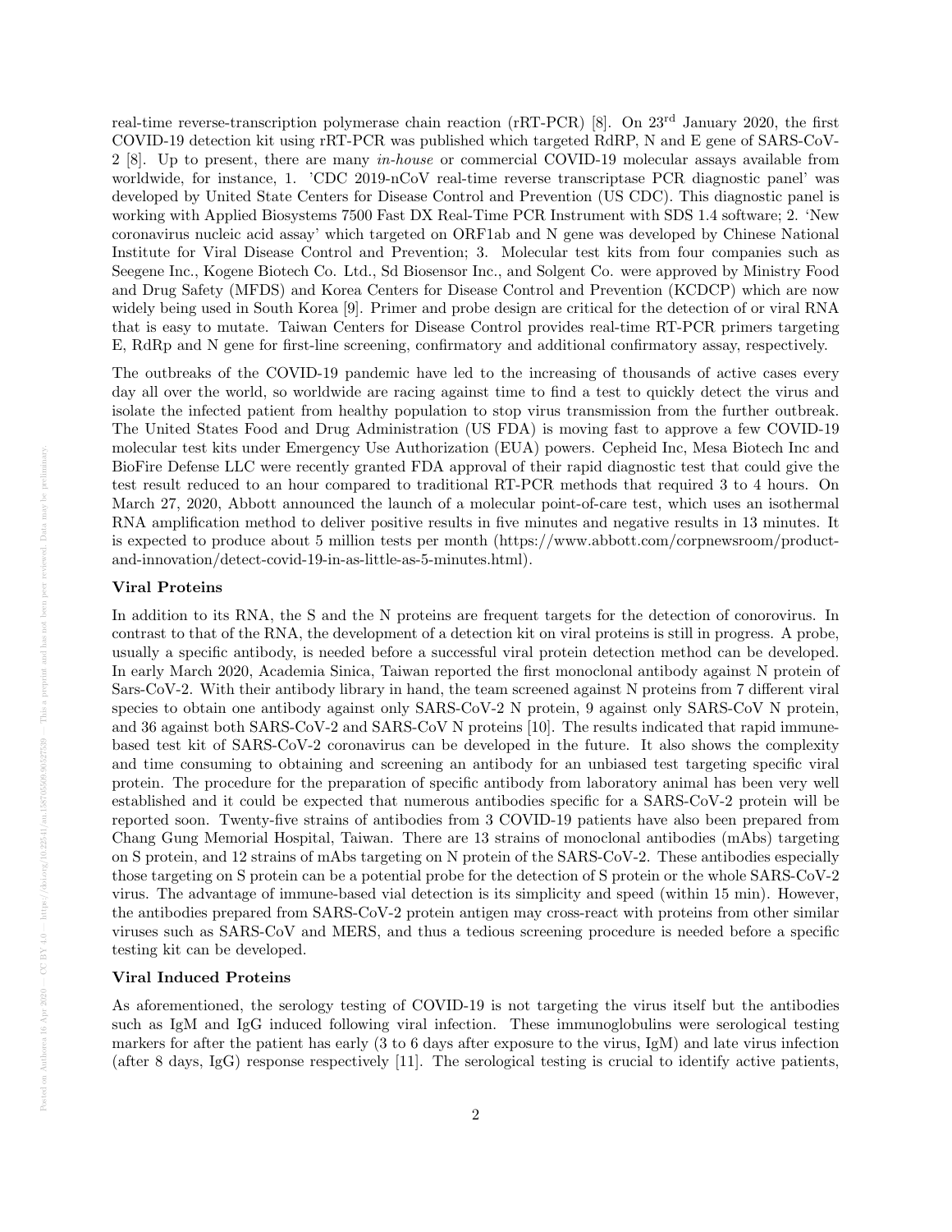real-time reverse-transcription polymerase chain reaction (rRT-PCR) [8]. On 23rd January 2020, the first COVID-19 detection kit using rRT-PCR was published which targeted RdRP, N and E gene of SARS-CoV-2 [8]. Up to present, there are many *in-house* or commercial COVID-19 molecular assays available from worldwide, for instance, 1. 'CDC 2019-nCoV real-time reverse transcriptase PCR diagnostic panel' was developed by United State Centers for Disease Control and Prevention (US CDC). This diagnostic panel is working with Applied Biosystems 7500 Fast DX Real-Time PCR Instrument with SDS 1.4 software; 2. 'New coronavirus nucleic acid assay' which targeted on ORF1ab and N gene was developed by Chinese National Institute for Viral Disease Control and Prevention; 3. Molecular test kits from four companies such as Seegene Inc., Kogene Biotech Co. Ltd., Sd Biosensor Inc., and Solgent Co. were approved by Ministry Food and Drug Safety (MFDS) and Korea Centers for Disease Control and Prevention (KCDCP) which are now widely being used in South Korea [9]. Primer and probe design are critical for the detection of or viral RNA that is easy to mutate. Taiwan Centers for Disease Control provides real-time RT-PCR primers targeting E, RdRp and N gene for first-line screening, confirmatory and additional confirmatory assay, respectively.

The outbreaks of the COVID-19 pandemic have led to the increasing of thousands of active cases every day all over the world, so worldwide are racing against time to find a test to quickly detect the virus and isolate the infected patient from healthy population to stop virus transmission from the further outbreak. The United States Food and Drug Administration (US FDA) is moving fast to approve a few COVID-19 molecular test kits under Emergency Use Authorization (EUA) powers. Cepheid Inc, Mesa Biotech Inc and BioFire Defense LLC were recently granted FDA approval of their rapid diagnostic test that could give the test result reduced to an hour compared to traditional RT-PCR methods that required 3 to 4 hours. On March 27, 2020, Abbott announced the launch of a molecular point-of-care test, which uses an isothermal RNA amplification method to deliver positive results in five minutes and negative results in 13 minutes. It is expected to produce about 5 million tests per month (https://www.abbott.com/corpnewsroom/product-and-innovation/detect-covid-19-in-as-little-as-5-minutes.html).

**Viral Proteins**

In addition to its RNA, the S and the N proteins are frequent targets for the detection of conorovirus. In contrast to that of the RNA, the development of a detection kit on viral proteins is still in progress. A probe, usually a specific antibody, is needed before a successful viral protein detection method can be developed. In early March 2020, Academia Sinica, Taiwan reported the first monoclonal antibody against N protein of Sars-CoV-2. With their antibody library in hand, the team screened against N proteins from 7 different viral species to obtain one antibody against only SARS-CoV-2 N protein, 9 against only SARS-CoV N protein, and 36 against both SARS-CoV-2 and SARS-CoV N proteins [10]. The results indicated that rapid immune-based test kit of SARS-CoV-2 coronavirus can be developed in the future. It also shows the complexity and time consuming to obtaining and screening an antibody for an unbiased test targeting specific viral protein. The procedure for the preparation of specific antibody from laboratory animal has been very well established and it could be expected that numerous antibodies specific for a SARS-CoV-2 protein will be reported soon. Twenty-five strains of antibodies from 3 COVID-19 patients have also been prepared from Chang Gung Memorial Hospital, Taiwan. There are 13 strains of monoclonal antibodies (mAbs) targeting on S protein, and 12 strains of mAbs targeting on N protein of the SARS-CoV-2. These antibodies especially those targeting on S protein can be a potential probe for the detection of S protein or the whole SARS-CoV-2 virus. The advantage of immune-based vial detection is its simplicity and speed (within 15 min). However, the antibodies prepared from SARS-CoV-2 protein antigen may cross-react with proteins from other similar viruses such as SARS-CoV and MERS, and thus a tedious screening procedure is needed before a specific testing kit can be developed.

**Viral Induced Proteins**

As aforementioned, the serology testing of COVID-19 is not targeting the virus itself but the antibodies such as IgM and IgG induced following viral infection. These immunoglobulins were serological testing markers for after the patient has early (3 to 6 days after exposure to the virus, IgM) and late virus infection (after 8 days, IgG) response respectively [11]. The serological testing is crucial to identify active patients,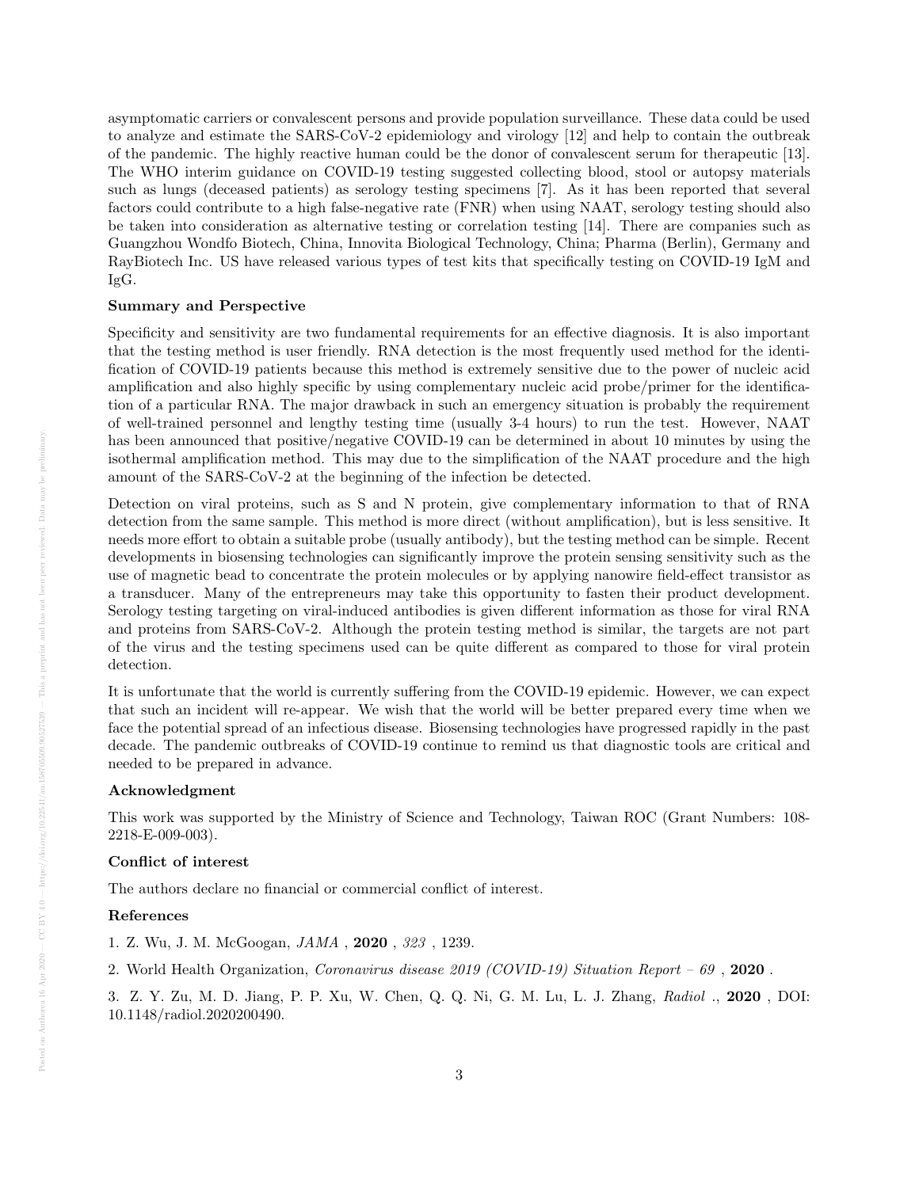asymptomatic carriers or convalescent persons and provide population surveillance. These data could be used to analyze and estimate the SARS-CoV-2 epidemiology and virology [12] and help to contain the outbreak of the pandemic. The highly reactive human could be the donor of convalescent serum for therapeutic [13]. The WHO interim guidance on COVID-19 testing suggested collecting blood, stool or autopsy materials such as lungs (deceased patients) as serology testing specimens [7]. As it has been reported that several factors could contribute to a high false-negative rate (FNR) when using NAAT, serology testing should also be taken into consideration as alternative testing or correlation testing [14]. There are companies such as Guangzhou Wondfo Biotech, China, Innovita Biological Technology, China; Pharma (Berlin), Germany and RayBiotech Inc. US have released various types of test kits that specifically testing on COVID-19 IgM and IgG.

### Summary and Perspective

Specificity and sensitivity are two fundamental requirements for an effective diagnosis. It is also important that the testing method is user friendly. RNA detection is the most frequently used method for the identification of COVID-19 patients because this method is extremely sensitive due to the power of nucleic acid amplification and also highly specific by using complementary nucleic acid probe/primer for the identification of a particular RNA. The major drawback in such an emergency situation is probably the requirement of well-trained personnel and lengthy testing time (usually 3-4 hours) to run the test. However, NAAT has been announced that positive/negative COVID-19 can be determined in about 10 minutes by using the isothermal amplification method. This may due to the simplification of the NAAT procedure and the high amount of the SARS-CoV-2 at the beginning of the infection be detected.

Detection on viral proteins, such as S and N protein, give complementary information to that of RNA detection from the same sample. This method is more direct (without amplification), but is less sensitive. It needs more effort to obtain a suitable probe (usually antibody), but the testing method can be simple. Recent developments in biosensing technologies can significantly improve the protein sensing sensitivity such as the use of magnetic bead to concentrate the protein molecules or by applying nanowire field-effect transistor as a transducer. Many of the entrepreneurs may take this opportunity to fasten their product development. Serology testing targeting on viral-induced antibodies is given different information as those for viral RNA and proteins from SARS-CoV-2. Although the protein testing method is similar, the targets are not part of the virus and the testing specimens used can be quite different as compared to those for viral protein detection.

It is unfortunate that the world is currently suffering from the COVID-19 epidemic. However, we can expect that such an incident will re-appear. We wish that the world will be better prepared every time when we face the potential spread of an infectious disease. Biosensing technologies have progressed rapidly in the past decade. The pandemic outbreaks of COVID-19 continue to remind us that diagnostic tools are critical and needed to be prepared in advance.

### Acknowledgment

This work was supported by the Ministry of Science and Technology, Taiwan ROC (Grant Numbers: 108-2218-E-009-003).

### Conflict of interest

The authors declare no financial or commercial conflict of interest.

### References

1. Z. Wu, J. M. McGoogan, *JAMA* , **2020** , *323* , 1239.

2. World Health Organization, *Coronavirus disease 2019 (COVID-19) Situation Report – 69* , **2020** .

3. Z. Y. Zu, M. D. Jiang, P. P. Xu, W. Chen, Q. Q. Ni, G. M. Lu, L. J. Zhang, *Radiol* ., **2020** , DOI: 10.1148/radiol.2020200490.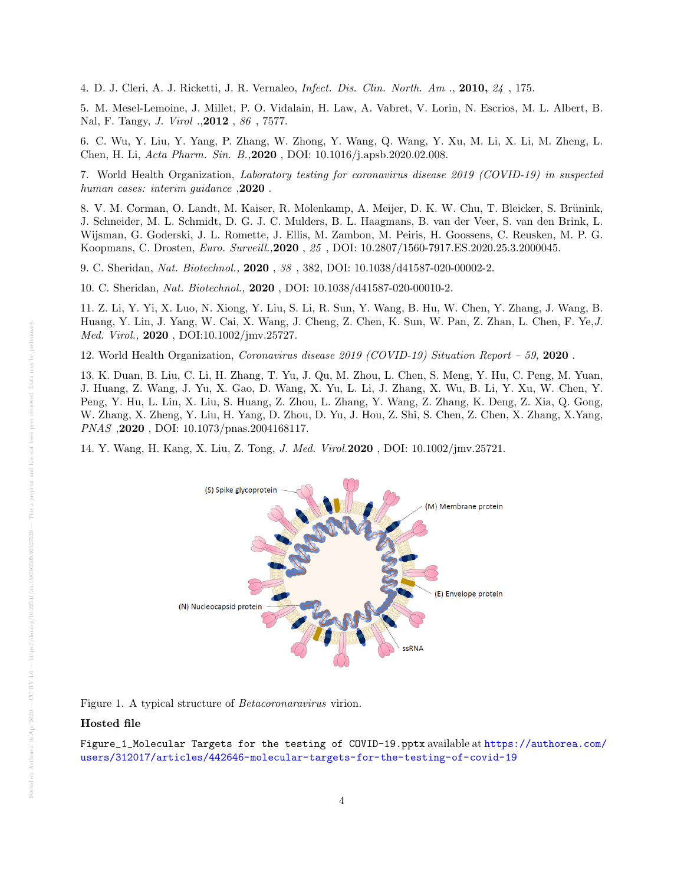4. D. J. Cleri, A. J. Ricketti, J. R. Vernaleo, *Infect. Dis. Clin. North. Am* ., **2010,** *24* , 175.

5. M. Mesel-Lemoine, J. Millet, P. O. Vidalain, H. Law, A. Vabret, V. Lorin, N. Escrios, M. L. Albert, B. Nal, F. Tangy, *J. Virol* .,**2012** , *86* , 7577.

6. C. Wu, Y. Liu, Y. Yang, P. Zhang, W. Zhong, Y. Wang, Q. Wang, Y. Xu, M. Li, X. Li, M. Zheng, L. Chen, H. Li, *Acta Pharm. Sin. B.*,**2020** , DOI: 10.1016/j.apsb.2020.02.008.

7. World Health Organization, *Laboratory testing for coronavirus disease 2019 (COVID-19) in suspected human cases: interim guidance* ,**2020** .

8. V. M. Corman, O. Landt, M. Kaiser, R. Molenkamp, A. Meijer, D. K. W. Chu, T. Bleicker, S. Brünink, J. Schneider, M. L. Schmidt, D. G. J. C. Mulders, B. L. Haagmans, B. van der Veer, S. van den Brink, L. Wijsman, G. Goderski, J. L. Romette, J. Ellis, M. Zambon, M. Peiris, H. Goossens, C. Reusken, M. P. G. Koopmans, C. Drosten, *Euro. Surveill.*,**2020** , *25* , DOI: 10.2807/1560-7917.ES.2020.25.3.2000045.

9. C. Sheridan, *Nat. Biotechnol.,* **2020** , *38* , 382, DOI: 10.1038/d41587-020-00002-2.

10. C. Sheridan, *Nat. Biotechnol.,* **2020** , DOI: 10.1038/d41587-020-00010-2.

11. Z. Li, Y. Yi, X. Luo, N. Xiong, Y. Liu, S. Li, R. Sun, Y. Wang, B. Hu, W. Chen, Y. Zhang, J. Wang, B. Huang, Y. Lin, J. Yang, W. Cai, X. Wang, J. Cheng, Z. Chen, K. Sun, W. Pan, Z. Zhan, L. Chen, F. Ye,*J. Med. Virol.,* **2020** , DOI:10.1002/jmv.25727.

12. World Health Organization, *Coronavirus disease 2019 (COVID-19) Situation Report – 59,* **2020** .

13. K. Duan, B. Liu, C. Li, H. Zhang, T. Yu, J. Qu, M. Zhou, L. Chen, S. Meng, Y. Hu, C. Peng, M. Yuan, J. Huang, Z. Wang, J. Yu, X. Gao, D. Wang, X. Yu, L. Li, J. Zhang, X. Wu, B. Li, Y. Xu, W. Chen, Y. Peng, Y. Hu, L. Lin, X. Liu, S. Huang, Z. Zhou, L. Zhang, Y. Wang, Z. Zhang, K. Deng, Z. Xia, Q. Gong, W. Zhang, X. Zheng, Y. Liu, H. Yang, D. Zhou, D. Yu, J. Hou, Z. Shi, S. Chen, Z. Chen, X. Zhang, X.Yang, *PNAS* ,**2020** , DOI: 10.1073/pnas.2004168117.

14. Y. Wang, H. Kang, X. Liu, Z. Tong, *J. Med. Virol.***2020** , DOI: 10.1002/jmv.25721.

(S) Spike glycoprotein
(M) Membrane protein
(E) Envelope protein
(N) Nucleocapsid protein
ssRNA

Figure 1. A typical structure of *Betacoronaravirus* virion.

**Hosted file**

`Figure_1_Molecular Targets for the testing of COVID-19.pptx` available at https://authorea.com/users/312017/articles/442646-molecular-targets-for-the-testing-of-covid-19